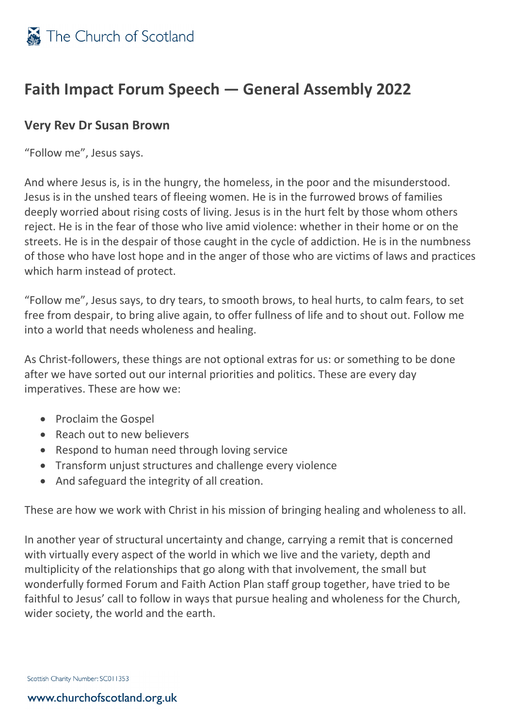# Faith Impact Forum Speech — General Assembly 2022

### Very Rev Dr Susan Brown

"Follow me", Jesus says.

And where Jesus is, is in the hungry, the homeless, in the poor and the misunderstood. Jesus is in the unshed tears of fleeing women. He is in the furrowed brows of families deeply worried about rising costs of living. Jesus is in the hurt felt by those whom others reject. He is in the fear of those who live amid violence: whether in their home or on the streets. He is in the despair of those caught in the cycle of addiction. He is in the numbness of those who have lost hope and in the anger of those who are victims of laws and practices which harm instead of protect.

"Follow me", Jesus says, to dry tears, to smooth brows, to heal hurts, to calm fears, to set free from despair, to bring alive again, to offer fullness of life and to shout out. Follow me into a world that needs wholeness and healing.

As Christ-followers, these things are not optional extras for us: or something to be done after we have sorted out our internal priorities and politics. These are every day imperatives. These are how we:

- Proclaim the Gospel
- Reach out to new believers
- Respond to human need through loving service
- Transform unjust structures and challenge every violence
- And safeguard the integrity of all creation.

These are how we work with Christ in his mission of bringing healing and wholeness to all.

In another year of structural uncertainty and change, carrying a remit that is concerned with virtually every aspect of the world in which we live and the variety, depth and multiplicity of the relationships that go along with that involvement, the small but wonderfully formed Forum and Faith Action Plan staff group together, have tried to be faithful to Jesus' call to follow in ways that pursue healing and wholeness for the Church, wider society, the world and the earth.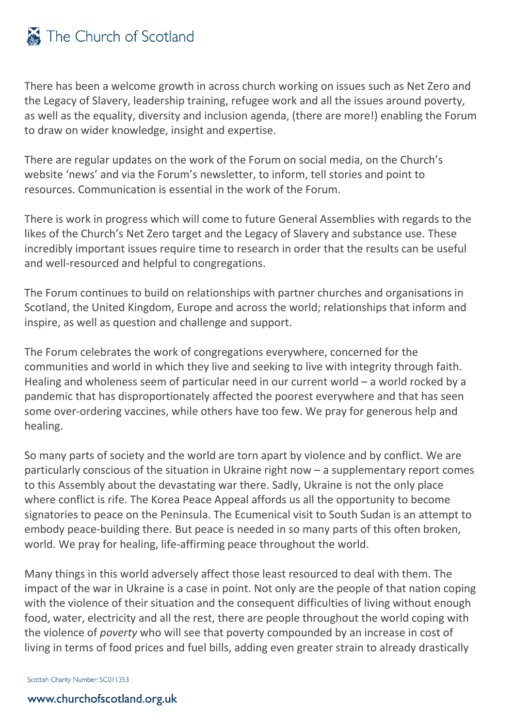There has been a welcome growth in across church working on issues such as Net Zero and the Legacy of Slavery, leadership training, refugee work and all the issues around poverty, as well as the equality, diversity and inclusion agenda, (there are more!) enabling the Forum to draw on wider knowledge, insight and expertise.

There are regular updates on the work of the Forum on social media, on the Church's website 'news' and via the Forum's newsletter, to inform, tell stories and point to resources. Communication is essential in the work of the Forum.

There is work in progress which will come to future General Assemblies with regards to the likes of the Church's Net Zero target and the Legacy of Slavery and substance use. These incredibly important issues require time to research in order that the results can be useful and well-resourced and helpful to congregations.

The Forum continues to build on relationships with partner churches and organisations in Scotland, the United Kingdom, Europe and across the world; relationships that inform and inspire, as well as question and challenge and support.

The Forum celebrates the work of congregations everywhere, concerned for the communities and world in which they live and seeking to live with integrity through faith. Healing and wholeness seem of particular need in our current world – a world rocked by a pandemic that has disproportionately affected the poorest everywhere and that has seen some over-ordering vaccines, while others have too few. We pray for generous help and healing.

So many parts of society and the world are torn apart by violence and by conflict. We are particularly conscious of the situation in Ukraine right now – a supplementary report comes to this Assembly about the devastating war there. Sadly, Ukraine is not the only place where conflict is rife. The Korea Peace Appeal affords us all the opportunity to become signatories to peace on the Peninsula. The Ecumenical visit to South Sudan is an attempt to embody peace-building there. But peace is needed in so many parts of this often broken, world. We pray for healing, life-affirming peace throughout the world.

Many things in this world adversely affect those least resourced to deal with them. The impact of the war in Ukraine is a case in point. Not only are the people of that nation coping with the violence of their situation and the consequent difficulties of living without enough food, water, electricity and all the rest, there are people throughout the world coping with the violence of *poverty* who will see that poverty compounded by an increase in cost of living in terms of food prices and fuel bills, adding even greater strain to already drastically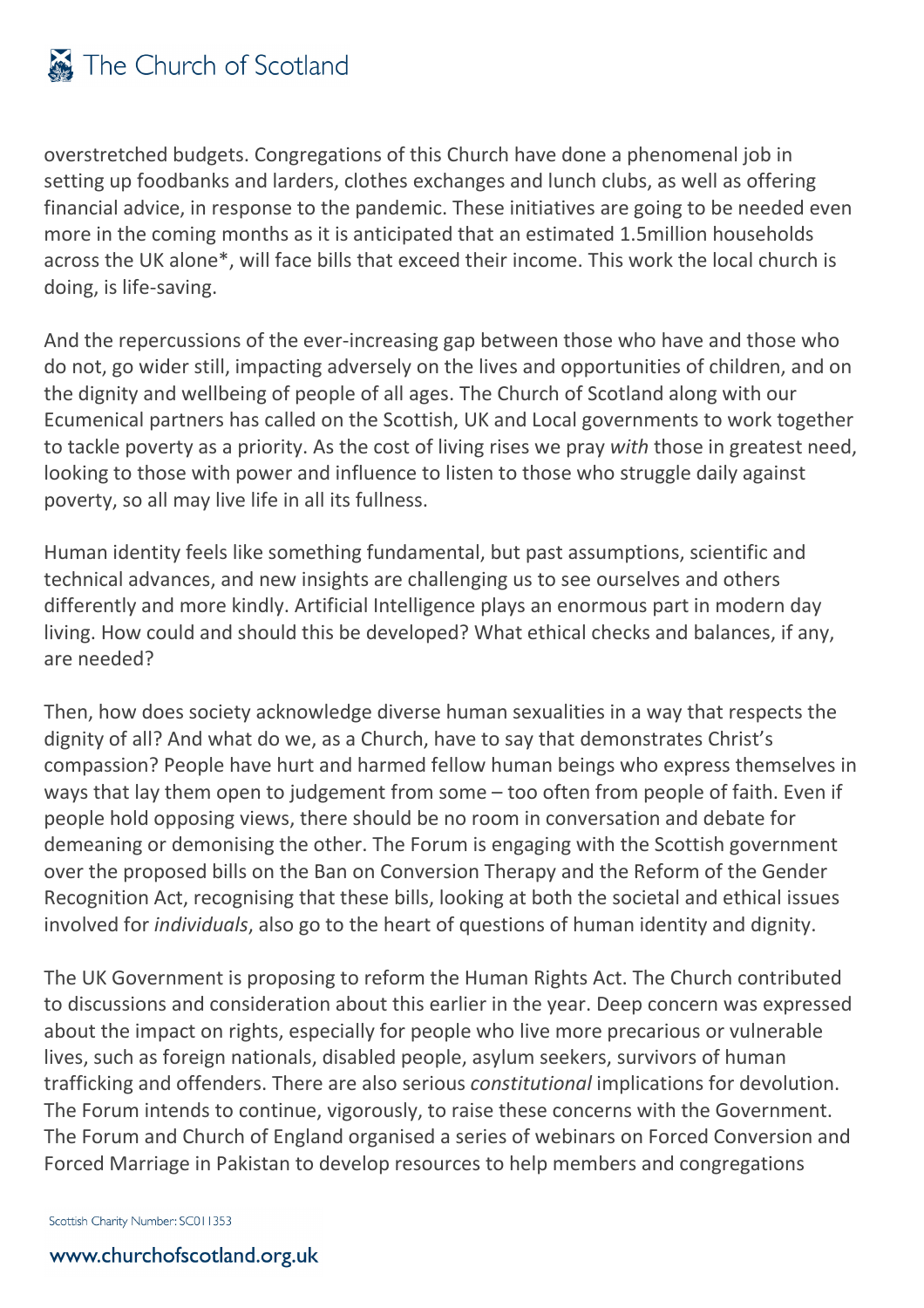overstretched budgets. Congregations of this Church have done a phenomenal job in setting up foodbanks and larders, clothes exchanges and lunch clubs, as well as offering financial advice, in response to the pandemic. These initiatives are going to be needed even more in the coming months as it is anticipated that an estimated 1.5million households across the UK alone*, will face bills that exceed their income. This work the local church is doing, is life-saving.

And the repercussions of the ever-increasing gap between those who have and those who do not, go wider still, impacting adversely on the lives and opportunities of children, and on the dignity and wellbeing of people of all ages. The Church of Scotland along with our Ecumenical partners has called on the Scottish, UK and Local governments to work together to tackle poverty as a priority. As the cost of living rises we pray *with* those in greatest need, looking to those with power and influence to listen to those who struggle daily against poverty, so all may live life in all its fullness.

Human identity feels like something fundamental, but past assumptions, scientific and technical advances, and new insights are challenging us to see ourselves and others differently and more kindly. Artificial Intelligence plays an enormous part in modern day living. How could and should this be developed? What ethical checks and balances, if any, are needed?

Then, how does society acknowledge diverse human sexualities in a way that respects the dignity of all? And what do we, as a Church, have to say that demonstrates Christ's compassion? People have hurt and harmed fellow human beings who express themselves in ways that lay them open to judgement from some – too often from people of faith. Even if people hold opposing views, there should be no room in conversation and debate for demeaning or demonising the other. The Forum is engaging with the Scottish government over the proposed bills on the Ban on Conversion Therapy and the Reform of the Gender Recognition Act, recognising that these bills, looking at both the societal and ethical issues involved for *individuals*, also go to the heart of questions of human identity and dignity.

The UK Government is proposing to reform the Human Rights Act. The Church contributed to discussions and consideration about this earlier in the year. Deep concern was expressed about the impact on rights, especially for people who live more precarious or vulnerable lives, such as foreign nationals, disabled people, asylum seekers, survivors of human trafficking and offenders. There are also serious *constitutional* implications for devolution. The Forum intends to continue, vigorously, to raise these concerns with the Government. The Forum and Church of England organised a series of webinars on Forced Conversion and Forced Marriage in Pakistan to develop resources to help members and congregations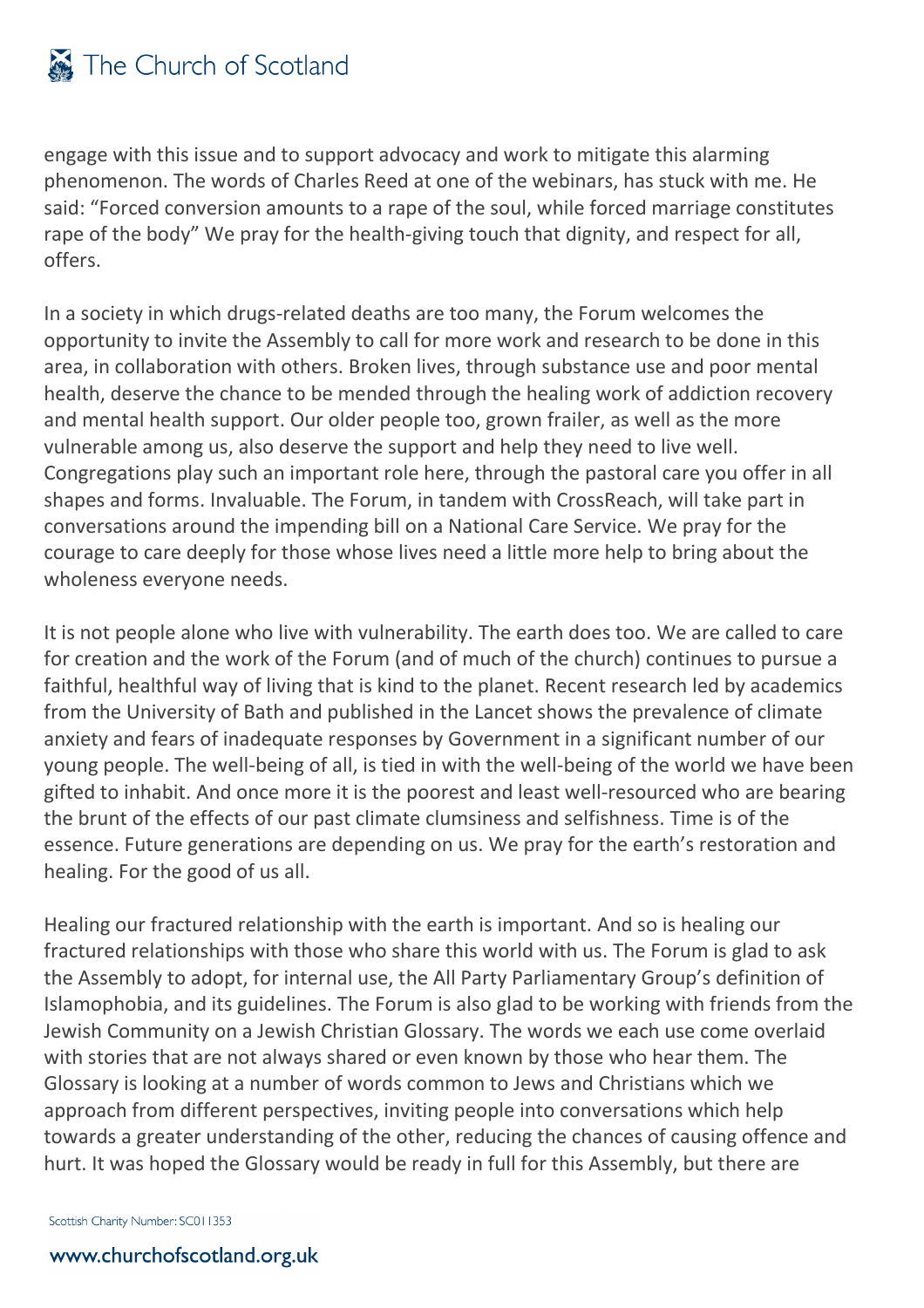engage with this issue and to support advocacy and work to mitigate this alarming phenomenon. The words of Charles Reed at one of the webinars, has stuck with me. He said: “Forced conversion amounts to a rape of the soul, while forced marriage constitutes rape of the body” We pray for the health-giving touch that dignity, and respect for all, offers.

In a society in which drugs-related deaths are too many, the Forum welcomes the opportunity to invite the Assembly to call for more work and research to be done in this area, in collaboration with others. Broken lives, through substance use and poor mental health, deserve the chance to be mended through the healing work of addiction recovery and mental health support. Our older people too, grown frailer, as well as the more vulnerable among us, also deserve the support and help they need to live well. Congregations play such an important role here, through the pastoral care you offer in all shapes and forms. Invaluable. The Forum, in tandem with CrossReach, will take part in conversations around the impending bill on a National Care Service. We pray for the courage to care deeply for those whose lives need a little more help to bring about the wholeness everyone needs.

It is not people alone who live with vulnerability. The earth does too. We are called to care for creation and the work of the Forum (and of much of the church) continues to pursue a faithful, healthful way of living that is kind to the planet. Recent research led by academics from the University of Bath and published in the Lancet shows the prevalence of climate anxiety and fears of inadequate responses by Government in a significant number of our young people. The well-being of all, is tied in with the well-being of the world we have been gifted to inhabit. And once more it is the poorest and least well-resourced who are bearing the brunt of the effects of our past climate clumsiness and selfishness. Time is of the essence. Future generations are depending on us. We pray for the earth’s restoration and healing. For the good of us all.

Healing our fractured relationship with the earth is important. And so is healing our fractured relationships with those who share this world with us. The Forum is glad to ask the Assembly to adopt, for internal use, the All Party Parliamentary Group’s definition of Islamophobia, and its guidelines. The Forum is also glad to be working with friends from the Jewish Community on a Jewish Christian Glossary. The words we each use come overlaid with stories that are not always shared or even known by those who hear them. The Glossary is looking at a number of words common to Jews and Christians which we approach from different perspectives, inviting people into conversations which help towards a greater understanding of the other, reducing the chances of causing offence and hurt. It was hoped the Glossary would be ready in full for this Assembly, but there are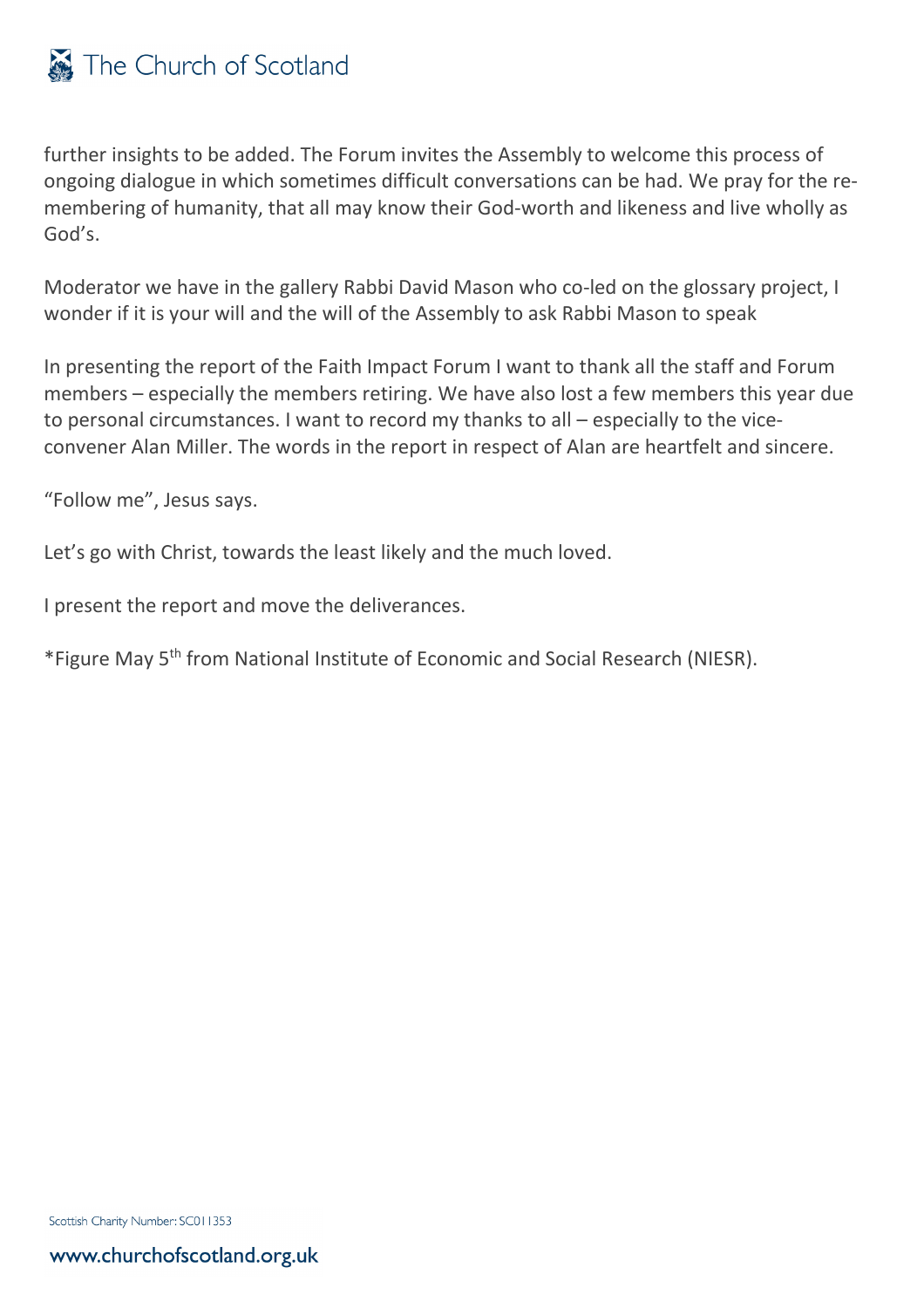further insights to be added. The Forum invites the Assembly to welcome this process of ongoing dialogue in which sometimes difficult conversations can be had. We pray for the re-membering of humanity, that all may know their God-worth and likeness and live wholly as God's.

Moderator we have in the gallery Rabbi David Mason who co-led on the glossary project, I wonder if it is your will and the will of the Assembly to ask Rabbi Mason to speak

In presenting the report of the Faith Impact Forum I want to thank all the staff and Forum members – especially the members retiring. We have also lost a few members this year due to personal circumstances. I want to record my thanks to all – especially to the vice-convener Alan Miller. The words in the report in respect of Alan are heartfelt and sincere.

"Follow me", Jesus says.

Let's go with Christ, towards the least likely and the much loved.

I present the report and move the deliverances.

*Figure May 5th from National Institute of Economic and Social Research (NIESR).